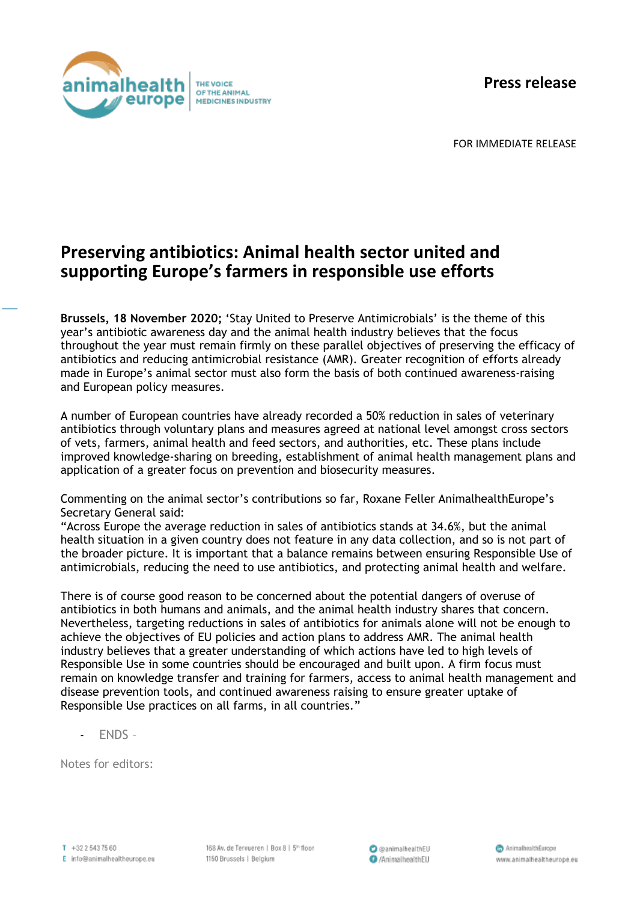**Press release**

FOR IMMEDIATE RELEASE

# Preserving antibiotics: Animal health sector united and supporting Europe's farmers in responsible use efforts

**Brussels, 18 November 2020;** 'Stay United to Preserve Antimicrobials' is the theme of this year's antibiotic awareness day and the animal health industry believes that the focus throughout the year must remain firmly on these parallel objectives of preserving the efficacy of antibiotics and reducing antimicrobial resistance (AMR). Greater recognition of efforts already made in Europe's animal sector must also form the basis of both continued awareness-raising and European policy measures.

A number of European countries have already recorded a 50% reduction in sales of veterinary antibiotics through voluntary plans and measures agreed at national level amongst cross sectors of vets, farmers, animal health and feed sectors, and authorities, etc. These plans include improved knowledge-sharing on breeding, establishment of animal health management plans and application of a greater focus on prevention and biosecurity measures.

Commenting on the animal sector's contributions so far, Roxane Feller AnimalhealthEurope's Secretary General said:
"Across Europe the average reduction in sales of antibiotics stands at 34.6%, but the animal health situation in a given country does not feature in any data collection, and so is not part of the broader picture. It is important that a balance remains between ensuring Responsible Use of antimicrobials, reducing the need to use antibiotics, and protecting animal health and welfare.

There is of course good reason to be concerned about the potential dangers of overuse of antibiotics in both humans and animals, and the animal health industry shares that concern. Nevertheless, targeting reductions in sales of antibiotics for animals alone will not be enough to achieve the objectives of EU policies and action plans to address AMR. The animal health industry believes that a greater understanding of which actions have led to high levels of Responsible Use in some countries should be encouraged and built upon. A firm focus must remain on knowledge transfer and training for farmers, access to animal health management and disease prevention tools, and continued awareness raising to ensure greater uptake of Responsible Use practices on all farms, in all countries."

- ENDS –

Notes for editors: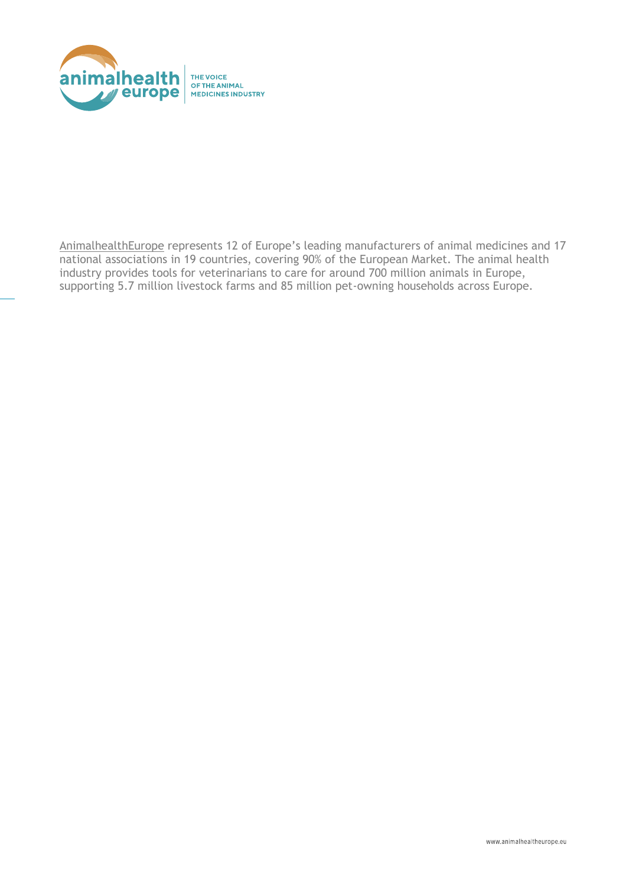AnimalhealthEurope represents 12 of Europe's leading manufacturers of animal medicines and 17 national associations in 19 countries, covering 90% of the European Market. The animal health industry provides tools for veterinarians to care for around 700 million animals in Europe, supporting 5.7 million livestock farms and 85 million pet-owning households across Europe.